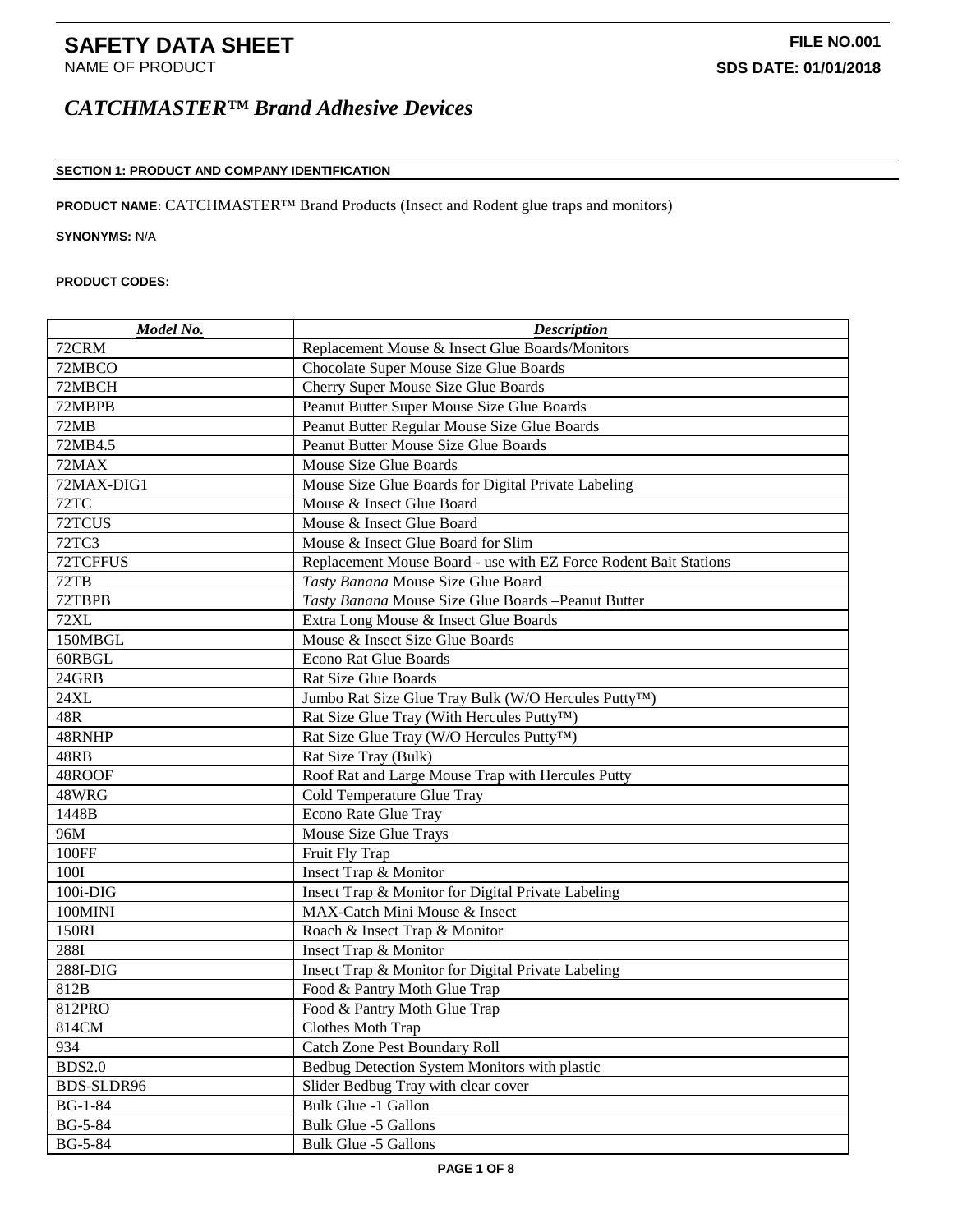# SAFETY DATA SHEET

NAME OF PRODUCT

**FILE NO.001**

**SDS DATE: 01/01/2018**

## *CATCHMASTER™ Brand Adhesive Devices*

### SECTION 1: PRODUCT AND COMPANY IDENTIFICATION

**PRODUCT NAME:** CATCHMASTER™ Brand Products (Insect and Rodent glue traps and monitors)

**SYNONYMS:** N/A

**PRODUCT CODES:**

| ***Model No.*** | ***Description*** |
|---|---|
| 72CRM | Replacement Mouse & Insect Glue Boards/Monitors |
| 72MBCO | Chocolate Super Mouse Size Glue Boards |
| 72MBCH | Cherry Super Mouse Size Glue Boards |
| 72MBPB | Peanut Butter Super Mouse Size Glue Boards |
| 72MB | Peanut Butter Regular Mouse Size Glue Boards |
| 72MB4.5 | Peanut Butter Mouse Size Glue Boards |
| 72MAX | Mouse Size Glue Boards |
| 72MAX-DIG1 | Mouse Size Glue Boards for Digital Private Labeling |
| 72TC | Mouse & Insect Glue Board |
| 72TCUS | Mouse & Insect Glue Board |
| 72TC3 | Mouse & Insect Glue Board for Slim |
| 72TCFFUS | Replacement Mouse Board - use with EZ Force Rodent Bait Stations |
| 72TB | *Tasty Banana* Mouse Size Glue Board |
| 72TBPB | *Tasty Banana* Mouse Size Glue Boards –Peanut Butter |
| 72XL | Extra Long Mouse & Insect Glue Boards |
| 150MBGL | Mouse & Insect Size Glue Boards |
| 60RBGL | Econo Rat Glue Boards |
| 24GRB | Rat Size Glue Boards |
| 24XL | Jumbo Rat Size Glue Tray Bulk (W/O Hercules Putty™) |
| 48R | Rat Size Glue Tray (With Hercules Putty™) |
| 48RNHP | Rat Size Glue Tray (W/O Hercules Putty™) |
| 48RB | Rat Size Tray (Bulk) |
| 48ROOF | Roof Rat and Large Mouse Trap with Hercules Putty |
| 48WRG | Cold Temperature Glue Tray |
| 1448B | Econo Rate Glue Tray |
| 96M | Mouse Size Glue Trays |
| 100FF | Fruit Fly Trap |
| 100I | Insect Trap & Monitor |
| 100i-DIG | Insect Trap & Monitor for Digital Private Labeling |
| 100MINI | MAX-Catch Mini Mouse & Insect |
| 150RI | Roach & Insect Trap & Monitor |
| 288I | Insect Trap & Monitor |
| 288I-DIG | Insect Trap & Monitor for Digital Private Labeling |
| 812B | Food & Pantry Moth Glue Trap |
| 812PRO | Food & Pantry Moth Glue Trap |
| 814CM | Clothes Moth Trap |
| 934 | Catch Zone Pest Boundary Roll |
| BDS2.0 | Bedbug Detection System Monitors with plastic |
| BDS-SLDR96 | Slider Bedbug Tray with clear cover |
| BG-1-84 | Bulk Glue -1 Gallon |
| BG-5-84 | Bulk Glue -5 Gallons |
| BG-5-84 | Bulk Glue -5 Gallons |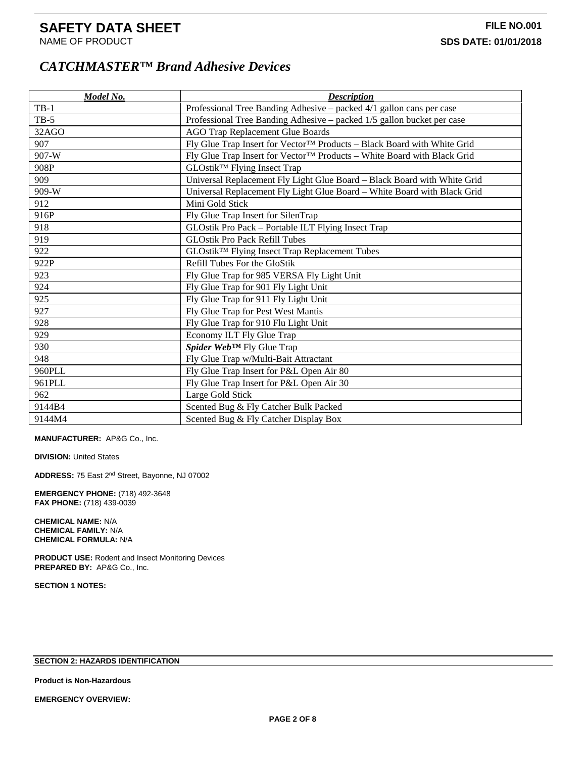# SAFETY DATA SHEET

NAME OF PRODUCT

**FILE NO.001**

**SDS DATE: 01/01/2018**

## *CATCHMASTER™ Brand Adhesive Devices*

| ***Model No.*** | ***Description*** |
| --- | --- |
| TB-1 | Professional Tree Banding Adhesive – packed 4/1 gallon cans per case |
| TB-5 | Professional Tree Banding Adhesive – packed 1/5 gallon bucket per case |
| 32AGO | AGO Trap Replacement Glue Boards |
| 907 | Fly Glue Trap Insert for Vector™ Products – Black Board with White Grid |
| 907-W | Fly Glue Trap Insert for Vector™ Products – White Board with Black Grid |
| 908P | GLOstik™ Flying Insect Trap |
| 909 | Universal Replacement Fly Light Glue Board – Black Board with White Grid |
| 909-W | Universal Replacement Fly Light Glue Board – White Board with Black Grid |
| 912 | Mini Gold Stick |
| 916P | Fly Glue Trap Insert for SilenTrap |
| 918 | GLOstik Pro Pack – Portable ILT Flying Insect Trap |
| 919 | GLOstik Pro Pack Refill Tubes |
| 922 | GLOstik™ Flying Insect Trap Replacement Tubes |
| 922P | Refill Tubes For the GloStik |
| 923 | Fly Glue Trap for 985 VERSA Fly Light Unit |
| 924 | Fly Glue Trap for 901 Fly Light Unit |
| 925 | Fly Glue Trap for 911 Fly Light Unit |
| 927 | Fly Glue Trap for Pest West Mantis |
| 928 | Fly Glue Trap for 910 Flu Light Unit |
| 929 | Economy ILT Fly Glue Trap |
| 930 | ***Spider Web™*** Fly Glue Trap |
| 948 | Fly Glue Trap w/Multi-Bait Attractant |
| 960PLL | Fly Glue Trap Insert for P&L Open Air 80 |
| 961PLL | Fly Glue Trap Insert for P&L Open Air 30 |
| 962 | Large Gold Stick |
| 9144B4 | Scented Bug & Fly Catcher Bulk Packed |
| 9144M4 | Scented Bug & Fly Catcher Display Box |

**MANUFACTURER:** AP&G Co., Inc.

**DIVISION:** United States

**ADDRESS:** 75 East 2nd Street, Bayonne, NJ 07002

**EMERGENCY PHONE:** (718) 492-3648
**FAX PHONE:** (718) 439-0039

**CHEMICAL NAME:** N/A
**CHEMICAL FAMILY:** N/A
**CHEMICAL FORMULA:** N/A

**PRODUCT USE:** Rodent and Insect Monitoring Devices
**PREPARED BY:** AP&G Co., Inc.

**SECTION 1 NOTES:**

## SECTION 2: HAZARDS IDENTIFICATION

**Product is Non-Hazardous**

**EMERGENCY OVERVIEW:**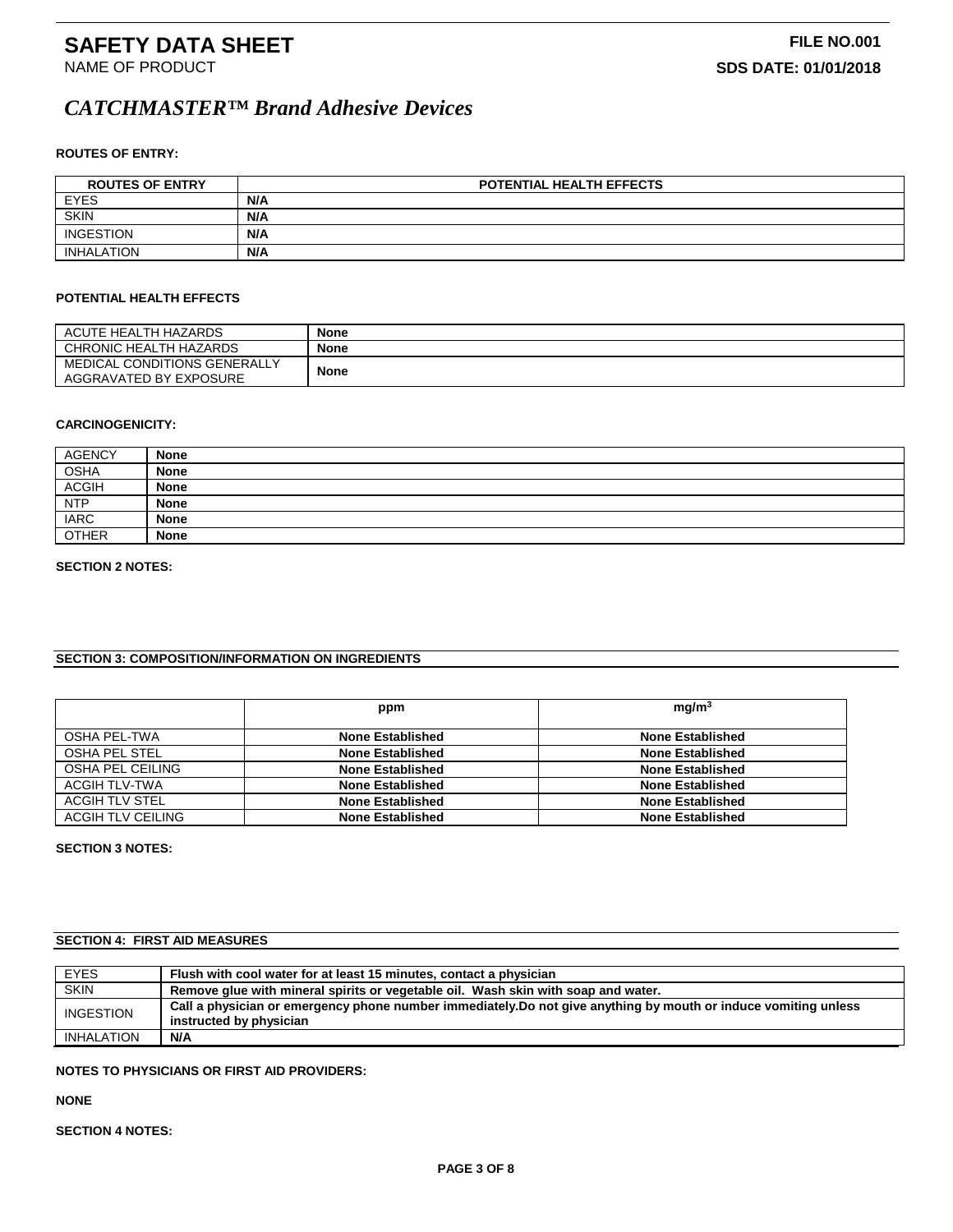# SAFETY DATA SHEET

NAME OF PRODUCT

**FILE NO.001**

**SDS DATE: 01/01/2018**

## *CATCHMASTER™ Brand Adhesive Devices*

**ROUTES OF ENTRY:**

| ROUTES OF ENTRY | POTENTIAL HEALTH EFFECTS |
|---|---|
| EYES | **N/A** |
| SKIN | **N/A** |
| INGESTION | **N/A** |
| INHALATION | **N/A** |

**POTENTIAL HEALTH EFFECTS**

| | |
|---|---|
| ACUTE HEALTH HAZARDS | **None** |
| CHRONIC HEALTH HAZARDS | **None** |
| MEDICAL CONDITIONS GENERALLY AGGRAVATED BY EXPOSURE | **None** |

**CARCINOGENICITY:**

| | |
|---|---|
| AGENCY | **None** |
| OSHA | **None** |
| ACGIH | **None** |
| NTP | **None** |
| IARC | **None** |
| OTHER | **None** |

**SECTION 2 NOTES:**

## SECTION 3: COMPOSITION/INFORMATION ON INGREDIENTS

| | ppm | $mg/m^3$ |
|---|---|---|
| OSHA PEL-TWA | **None Established** | **None Established** |
| OSHA PEL STEL | **None Established** | **None Established** |
| OSHA PEL CEILING | **None Established** | **None Established** |
| ACGIH TLV-TWA | **None Established** | **None Established** |
| ACGIH TLV STEL | **None Established** | **None Established** |
| ACGIH TLV CEILING | **None Established** | **None Established** |

**SECTION 3 NOTES:**

## SECTION 4: FIRST AID MEASURES

| | |
|---|---|
| EYES | **Flush with cool water for at least 15 minutes, contact a physician** |
| SKIN | **Remove glue with mineral spirits or vegetable oil. Wash skin with soap and water.** |
| INGESTION | **Call a physician or emergency phone number immediately.Do not give anything by mouth or induce vomiting unless instructed by physician** |
| INHALATION | **N/A** |

**NOTES TO PHYSICIANS OR FIRST AID PROVIDERS:**

**NONE**

**SECTION 4 NOTES:**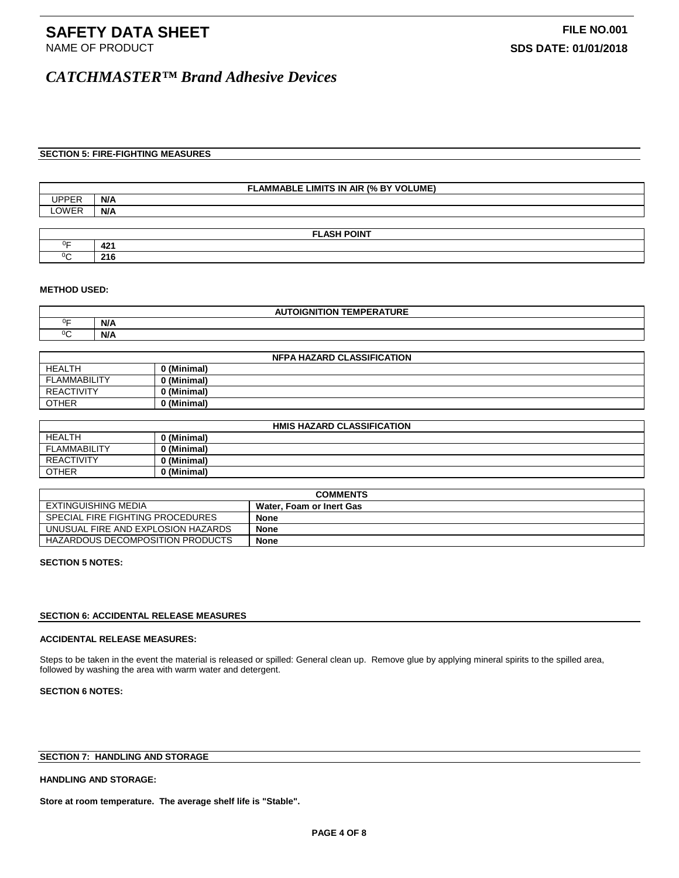# SAFETY DATA SHEET

NAME OF PRODUCT

**FILE NO.001**

**SDS DATE: 01/01/2018**

## *CATCHMASTER™ Brand Adhesive Devices*

### SECTION 5: FIRE-FIGHTING MEASURES

| FLAMMABLE LIMITS IN AIR (% BY VOLUME) | |
|---|---|
| UPPER | **N/A** |
| LOWER | **N/A** |

| FLASH POINT | |
|---|---|
| $^0$F | **421** |
| $^0$C | **216** |

**METHOD USED:**

| AUTOIGNITION TEMPERATURE | |
|---|---|
| $^0$F | **N/A** |
| $^0$C | **N/A** |

| NFPA HAZARD CLASSIFICATION | |
|---|---|
| HEALTH | **0 (Minimal)** |
| FLAMMABILITY | **0 (Minimal)** |
| REACTIVITY | **0 (Minimal)** |
| OTHER | **0 (Minimal)** |

| HMIS HAZARD CLASSIFICATION | |
|---|---|
| HEALTH | **0 (Minimal)** |
| FLAMMABILITY | **0 (Minimal)** |
| REACTIVITY | **0 (Minimal)** |
| OTHER | **0 (Minimal)** |

| COMMENTS | |
|---|---|
| EXTINGUISHING MEDIA | **Water, Foam or Inert Gas** |
| SPECIAL FIRE FIGHTING PROCEDURES | **None** |
| UNUSUAL FIRE AND EXPLOSION HAZARDS | **None** |
| HAZARDOUS DECOMPOSITION PRODUCTS | **None** |

**SECTION 5 NOTES:**

### SECTION 6: ACCIDENTAL RELEASE MEASURES

**ACCIDENTAL RELEASE MEASURES:**

Steps to be taken in the event the material is released or spilled: General clean up. Remove glue by applying mineral spirits to the spilled area, followed by washing the area with warm water and detergent.

**SECTION 6 NOTES:**

### SECTION 7: HANDLING AND STORAGE

**HANDLING AND STORAGE:**

**Store at room temperature. The average shelf life is "Stable".**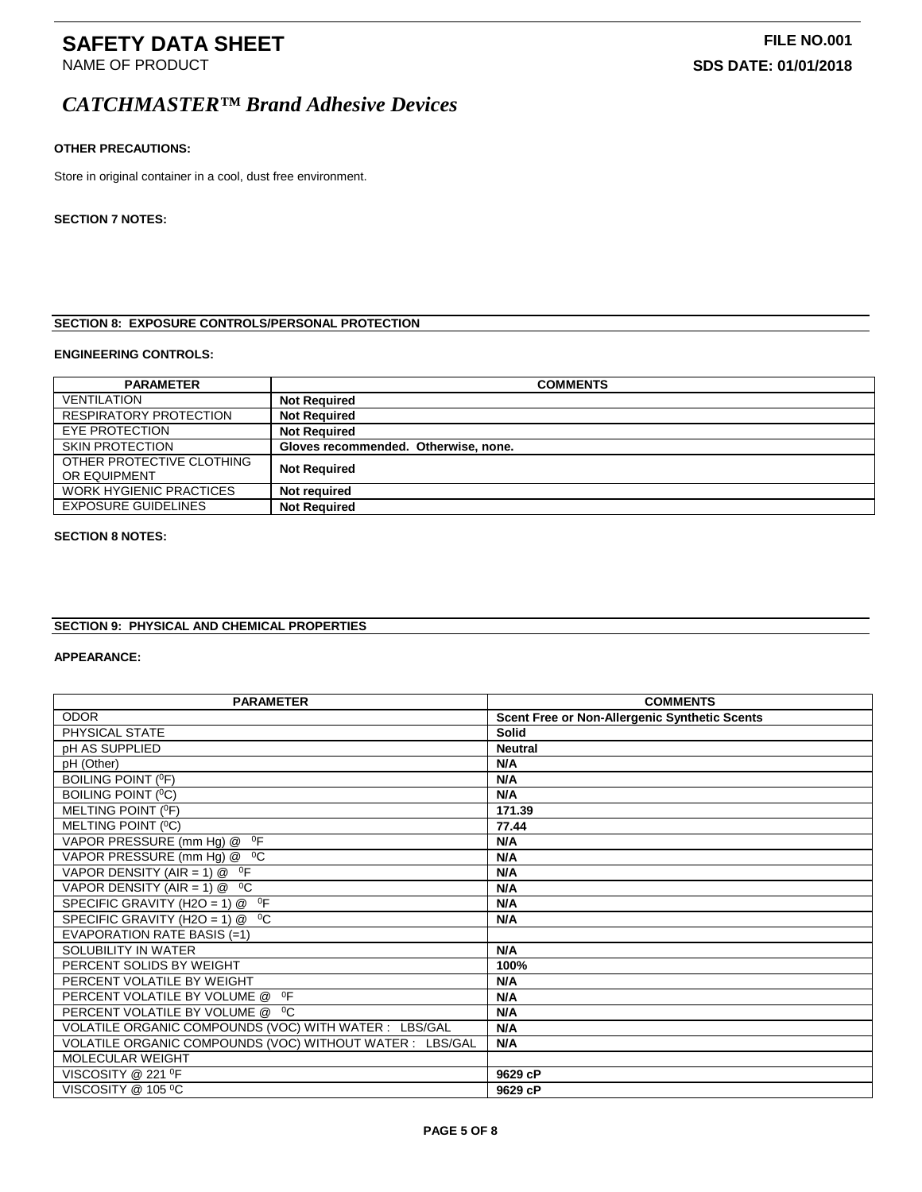**OTHER PRECAUTIONS:**

Store in original container in a cool, dust free environment.

**SECTION 7 NOTES:**

## SECTION 8: EXPOSURE CONTROLS/PERSONAL PROTECTION

**ENGINEERING CONTROLS:**

| PARAMETER | COMMENTS |
|---|---|
| VENTILATION | **Not Required** |
| RESPIRATORY PROTECTION | **Not Required** |
| EYE PROTECTION | **Not Required** |
| SKIN PROTECTION | **Gloves recommended. Otherwise, none.** |
| OTHER PROTECTIVE CLOTHING OR EQUIPMENT | **Not Required** |
| WORK HYGIENIC PRACTICES | **Not required** |
| EXPOSURE GUIDELINES | **Not Required** |

**SECTION 8 NOTES:**

## SECTION 9: PHYSICAL AND CHEMICAL PROPERTIES

**APPEARANCE:**

| PARAMETER | COMMENTS |
|---|---|
| ODOR | **Scent Free or Non-Allergenic Synthetic Scents** |
| PHYSICAL STATE | **Solid** |
| pH AS SUPPLIED | **Neutral** |
| pH (Other) | **N/A** |
| BOILING POINT (⁰F) | **N/A** |
| BOILING POINT (⁰C) | **N/A** |
| MELTING POINT (⁰F) | **171.39** |
| MELTING POINT (⁰C) | **77.44** |
| VAPOR PRESSURE (mm Hg) @ ⁰F | **N/A** |
| VAPOR PRESSURE (mm Hg) @ ⁰C | **N/A** |
| VAPOR DENSITY (AIR = 1) @ ⁰F | **N/A** |
| VAPOR DENSITY (AIR = 1) @ ⁰C | **N/A** |
| SPECIFIC GRAVITY (H2O = 1) @ ⁰F | **N/A** |
| SPECIFIC GRAVITY (H2O = 1) @ ⁰C | **N/A** |
| EVAPORATION RATE BASIS (=1) | |
| SOLUBILITY IN WATER | **N/A** |
| PERCENT SOLIDS BY WEIGHT | **100%** |
| PERCENT VOLATILE BY WEIGHT | **N/A** |
| PERCENT VOLATILE BY VOLUME @ ⁰F | **N/A** |
| PERCENT VOLATILE BY VOLUME @ ⁰C | **N/A** |
| VOLATILE ORGANIC COMPOUNDS (VOC) WITH WATER : LBS/GAL | **N/A** |
| VOLATILE ORGANIC COMPOUNDS (VOC) WITHOUT WATER : LBS/GAL | **N/A** |
| MOLECULAR WEIGHT | |
| VISCOSITY @ 221 ⁰F | **9629 cP** |
| VISCOSITY @ 105 ⁰C | **9629 cP** |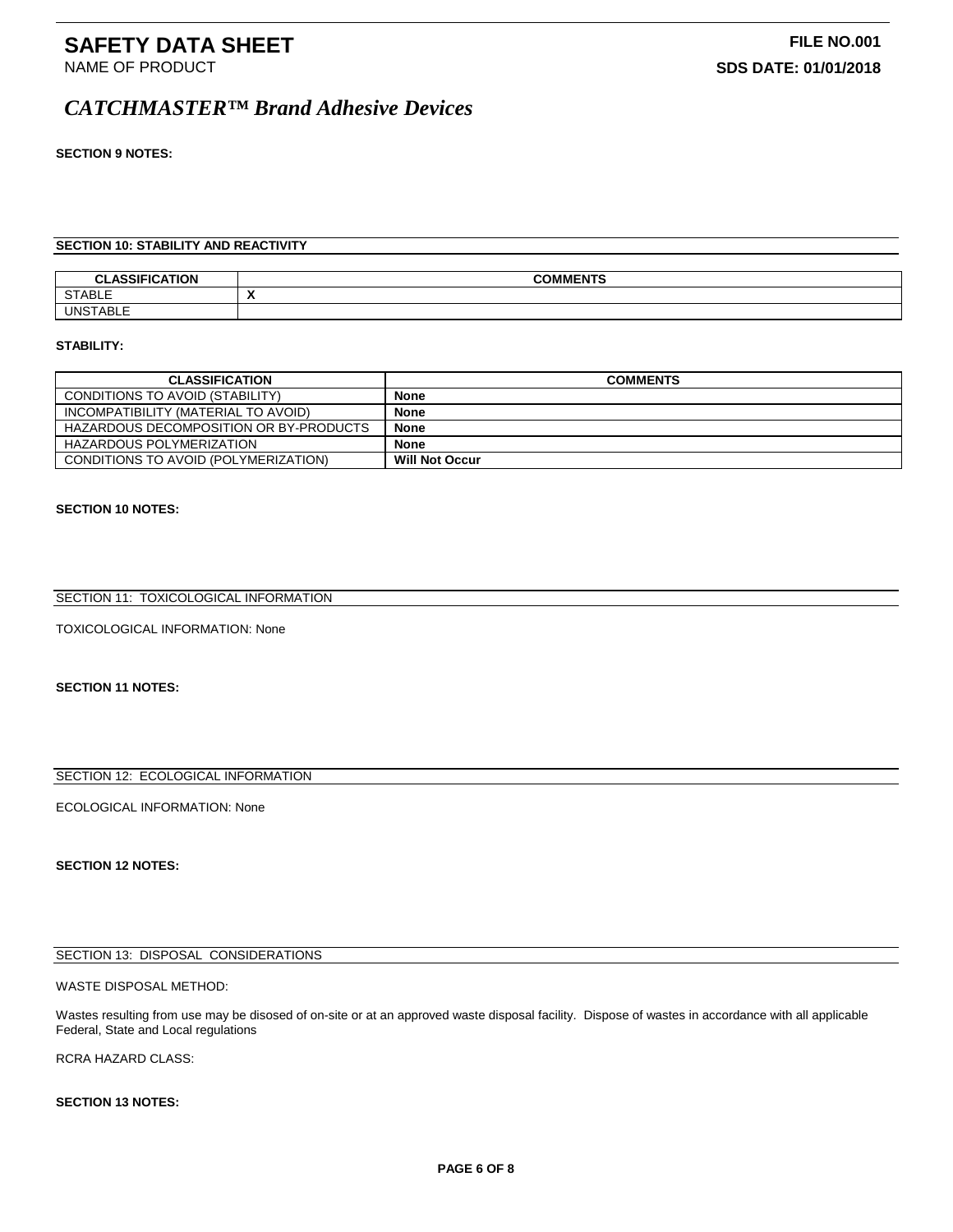**SECTION 9 NOTES:**

## SECTION 10: STABILITY AND REACTIVITY

| CLASSIFICATION | COMMENTS |
|---|---|
| STABLE | **X** |
| UNSTABLE | |

**STABILITY:**

| CLASSIFICATION | COMMENTS |
|---|---|
| CONDITIONS TO AVOID (STABILITY) | **None** |
| INCOMPATIBILITY (MATERIAL TO AVOID) | **None** |
| HAZARDOUS DECOMPOSITION OR BY-PRODUCTS | **None** |
| HAZARDOUS POLYMERIZATION | **None** |
| CONDITIONS TO AVOID (POLYMERIZATION) | **Will Not Occur** |

**SECTION 10 NOTES:**

## SECTION 11: TOXICOLOGICAL INFORMATION

TOXICOLOGICAL INFORMATION: None

**SECTION 11 NOTES:**

## SECTION 12: ECOLOGICAL INFORMATION

ECOLOGICAL INFORMATION: None

**SECTION 12 NOTES:**

## SECTION 13: DISPOSAL CONSIDERATIONS

WASTE DISPOSAL METHOD:

Wastes resulting from use may be disosed of on-site or at an approved waste disposal facility. Dispose of wastes in accordance with all applicable Federal, State and Local regulations

RCRA HAZARD CLASS:

**SECTION 13 NOTES:**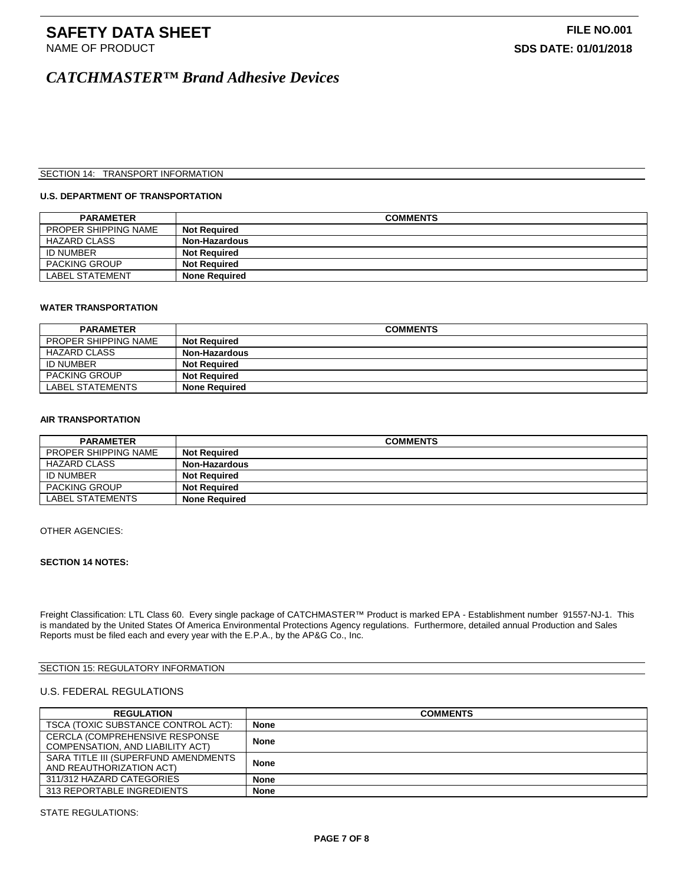SECTION 14: TRANSPORT INFORMATION

**U.S. DEPARTMENT OF TRANSPORTATION**

| PARAMETER | COMMENTS |
|---|---|
| PROPER SHIPPING NAME | **Not Required** |
| HAZARD CLASS | **Non-Hazardous** |
| ID NUMBER | **Not Required** |
| PACKING GROUP | **Not Required** |
| LABEL STATEMENT | **None Required** |

**WATER TRANSPORTATION**

| PARAMETER | COMMENTS |
|---|---|
| PROPER SHIPPING NAME | **Not Required** |
| HAZARD CLASS | **Non-Hazardous** |
| ID NUMBER | **Not Required** |
| PACKING GROUP | **Not Required** |
| LABEL STATEMENTS | **None Required** |

**AIR TRANSPORTATION**

| PARAMETER | COMMENTS |
|---|---|
| PROPER SHIPPING NAME | **Not Required** |
| HAZARD CLASS | **Non-Hazardous** |
| ID NUMBER | **Not Required** |
| PACKING GROUP | **Not Required** |
| LABEL STATEMENTS | **None Required** |

OTHER AGENCIES:

**SECTION 14 NOTES:**

Freight Classification: LTL Class 60. Every single package of CATCHMASTER™ Product is marked EPA - Establishment number 91557-NJ-1. This is mandated by the United States Of America Environmental Protections Agency regulations. Furthermore, detailed annual Production and Sales Reports must be filed each and every year with the E.P.A., by the AP&G Co., Inc.

SECTION 15: REGULATORY INFORMATION

U.S. FEDERAL REGULATIONS

| REGULATION | COMMENTS |
|---|---|
| TSCA (TOXIC SUBSTANCE CONTROL ACT): | **None** |
| CERCLA (COMPREHENSIVE RESPONSE COMPENSATION, AND LIABILITY ACT) | **None** |
| SARA TITLE III (SUPERFUND AMENDMENTS AND REAUTHORIZATION ACT) | **None** |
| 311/312 HAZARD CATEGORIES | **None** |
| 313 REPORTABLE INGREDIENTS | **None** |

STATE REGULATIONS: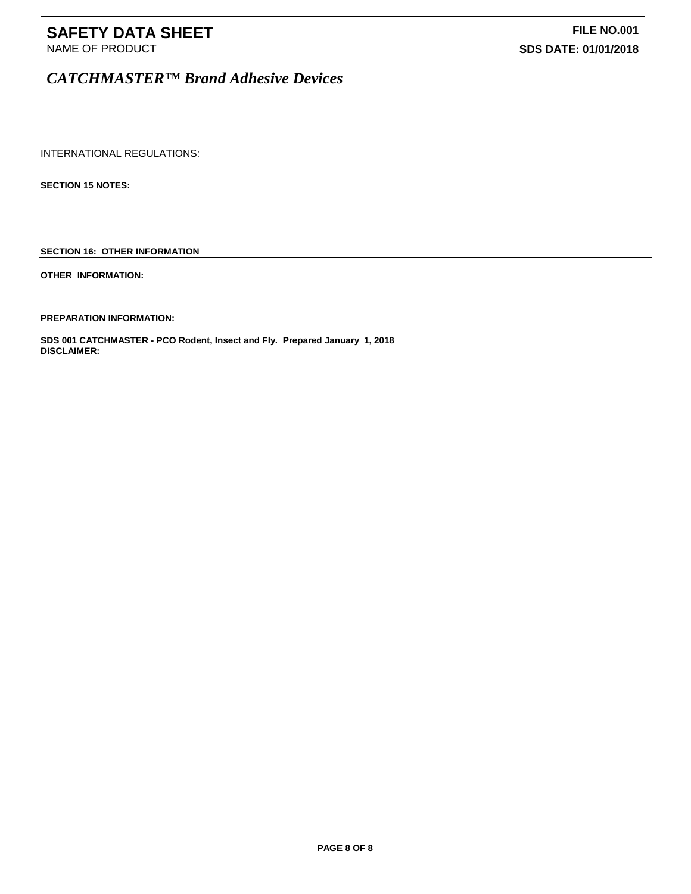INTERNATIONAL REGULATIONS:

**SECTION 15 NOTES:**

## SECTION 16: OTHER INFORMATION

**OTHER INFORMATION:**

**PREPARATION INFORMATION:**

**SDS 001 CATCHMASTER - PCO Rodent, Insect and Fly. Prepared January 1, 2018**
**DISCLAIMER:**